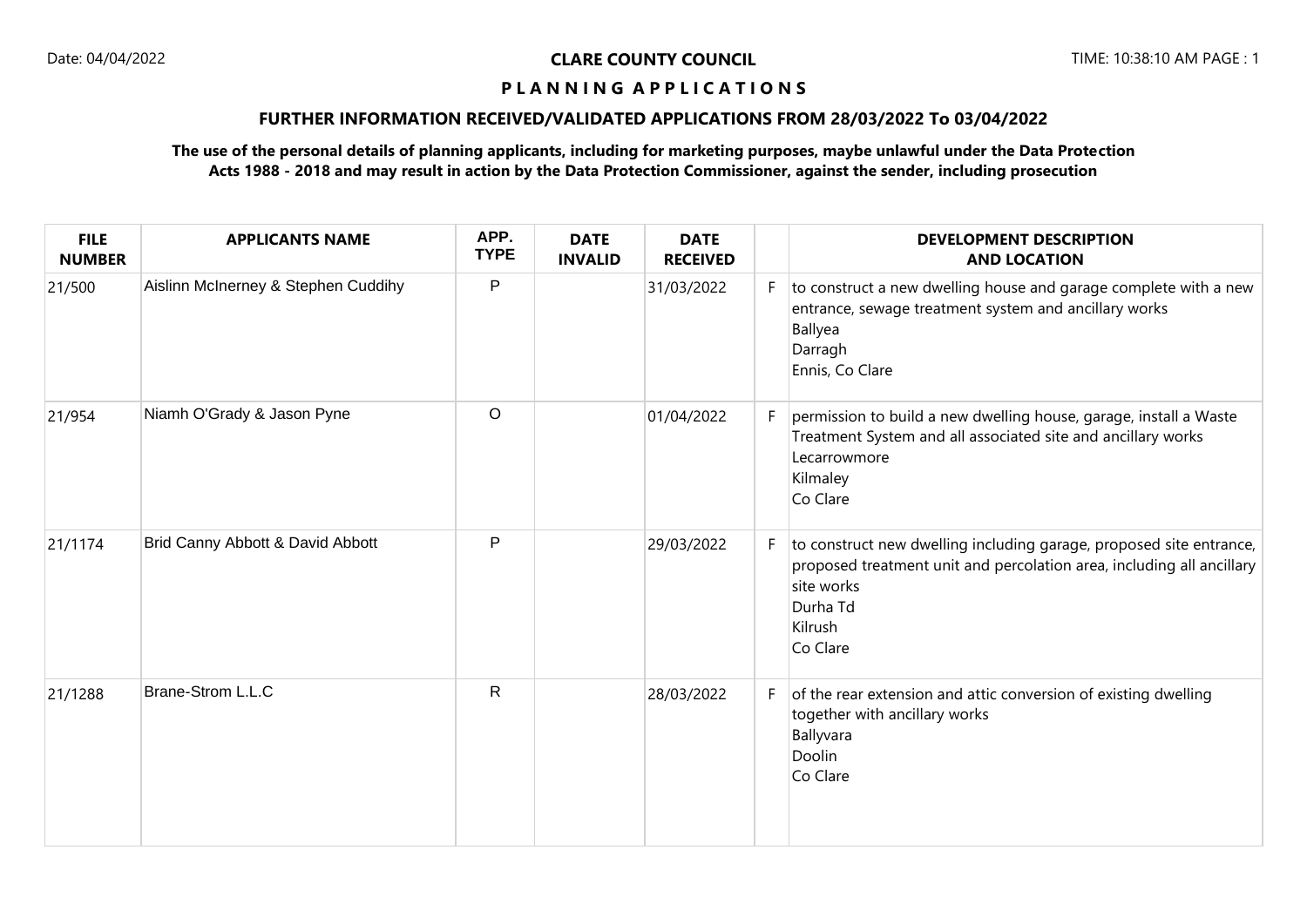**CLARE COUNTY COUNCIL**

# P L A N N I N G   A P P L I C A T I O N S

## FURTHER INFORMATION RECEIVED/VALIDATED APPLICATIONS FROM 28/03/2022 To 03/04/2022

**The use of the personal details of planning applicants, including for marketing purposes, maybe unlawful under the Data Protection Acts 1988 - 2018 and may result in action by the Data Protection Commissioner, against the sender, including prosecution**

| FILE NUMBER | APPLICANTS NAME | APP. TYPE | DATE INVALID | DATE RECEIVED | | DEVELOPMENT DESCRIPTION AND LOCATION |
|---|---|---|---|---|---|---|
| 21/500 | Aislinn McInerney & Stephen Cuddihy | P | | 31/03/2022 | F | to construct a new dwelling house and garage complete with a new entrance, sewage treatment system and ancillary works<br>Ballyea<br>Darragh<br>Ennis, Co Clare |
| 21/954 | Niamh O'Grady & Jason Pyne | O | | 01/04/2022 | F | permission to build a new dwelling house, garage, install a Waste Treatment System and all associated site and ancillary works<br>Lecarrowmore<br>Kilmaley<br>Co Clare |
| 21/1174 | Brid Canny Abbott & David Abbott | P | | 29/03/2022 | F | to construct new dwelling including garage, proposed site entrance, proposed treatment unit and percolation area, including all ancillary site works<br>Durha Td<br>Kilrush<br>Co Clare |
| 21/1288 | Brane-Strom L.L.C | R | | 28/03/2022 | F | of the rear extension and attic conversion of existing dwelling together with ancillary works<br>Ballyvara<br>Doolin<br>Co Clare |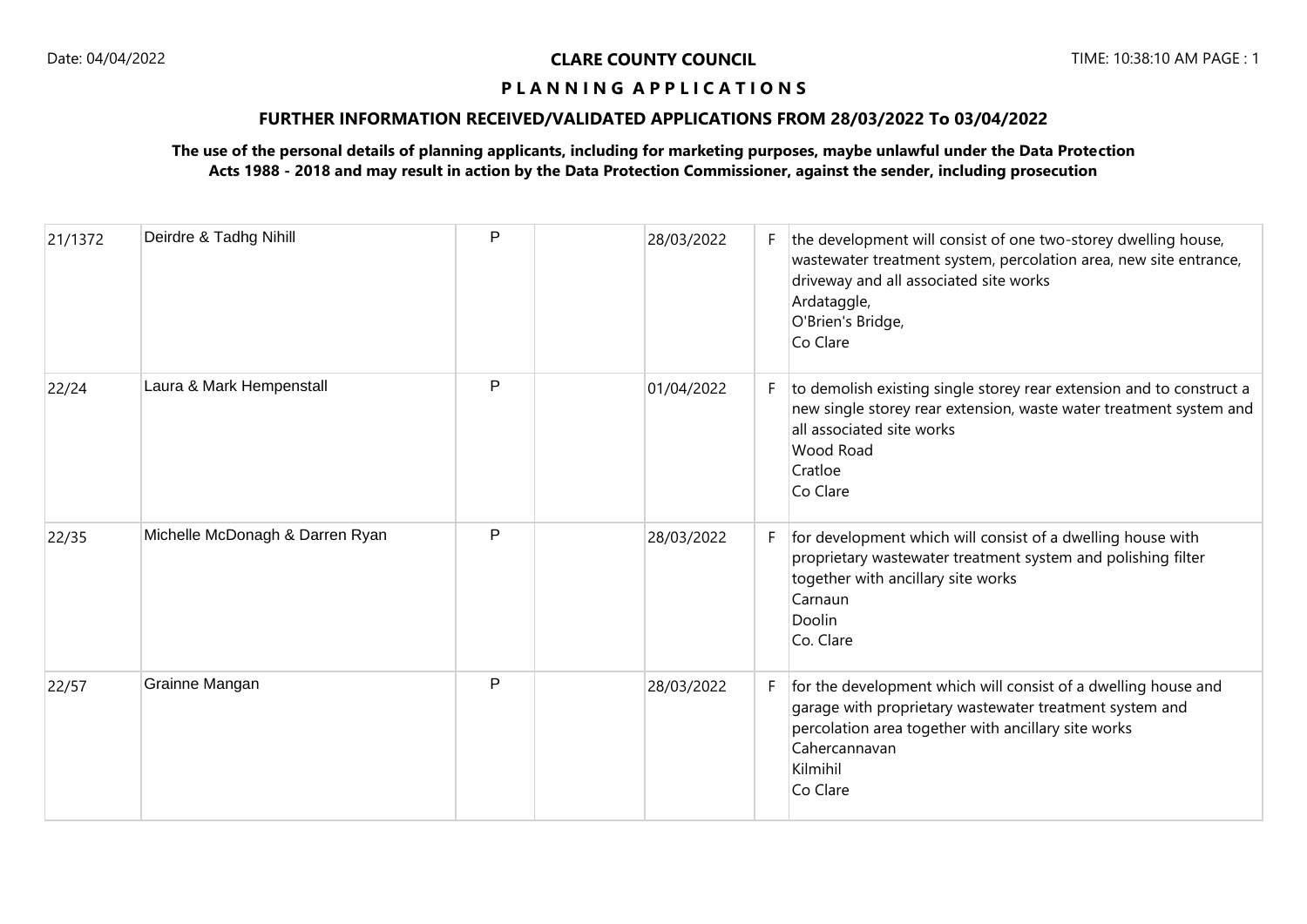# CLARE COUNTY COUNCIL

## P L A N N I N G A P P L I C A T I O N S

### FURTHER INFORMATION RECEIVED/VALIDATED APPLICATIONS FROM 28/03/2022 To 03/04/2022

**The use of the personal details of planning applicants, including for marketing purposes, maybe unlawful under the Data Protection Acts 1988 - 2018 and may result in action by the Data Protection Commissioner, against the sender, including prosecution**

| | | | | | | |
|---|---|---|---|---|---|---|
| 21/1372 | Deirdre & Tadhg Nihill | P | | 28/03/2022 | F | the development will consist of one two-storey dwelling house, wastewater treatment system, percolation area, new site entrance, driveway and all associated site works<br>Ardataggle,<br>O'Brien's Bridge,<br>Co Clare |
| 22/24 | Laura & Mark Hempenstall | P | | 01/04/2022 | F | to demolish existing single storey rear extension and to construct a new single storey rear extension, waste water treatment system and all associated site works<br>Wood Road<br>Cratloe<br>Co Clare |
| 22/35 | Michelle McDonagh & Darren Ryan | P | | 28/03/2022 | F | for development which will consist of a dwelling house with proprietary wastewater treatment system and polishing filter together with ancillary site works<br>Carnaun<br>Doolin<br>Co. Clare |
| 22/57 | Grainne Mangan | P | | 28/03/2022 | F | for the development which will consist of a dwelling house and garage with proprietary wastewater treatment system and percolation area together with ancillary site works<br>Cahercannavan<br>Kilmihil<br>Co Clare |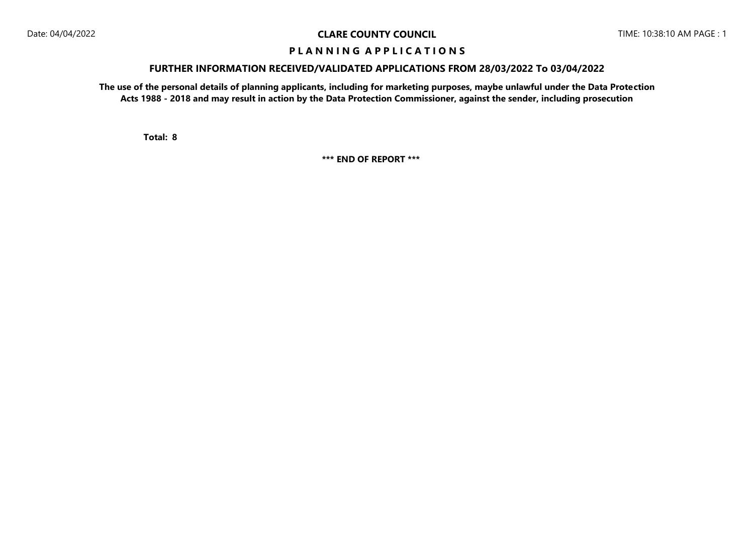**CLARE COUNTY COUNCIL**

**P L A N N I N G A P P L I C A T I O N S**

**FURTHER INFORMATION RECEIVED/VALIDATED APPLICATIONS FROM 28/03/2022 To 03/04/2022**

**The use of the personal details of planning applicants, including for marketing purposes, maybe unlawful under the Data Protection Acts 1988 - 2018 and may result in action by the Data Protection Commissioner, against the sender, including prosecution**

**Total: 8**

**\*\*\* END OF REPORT \*\*\***